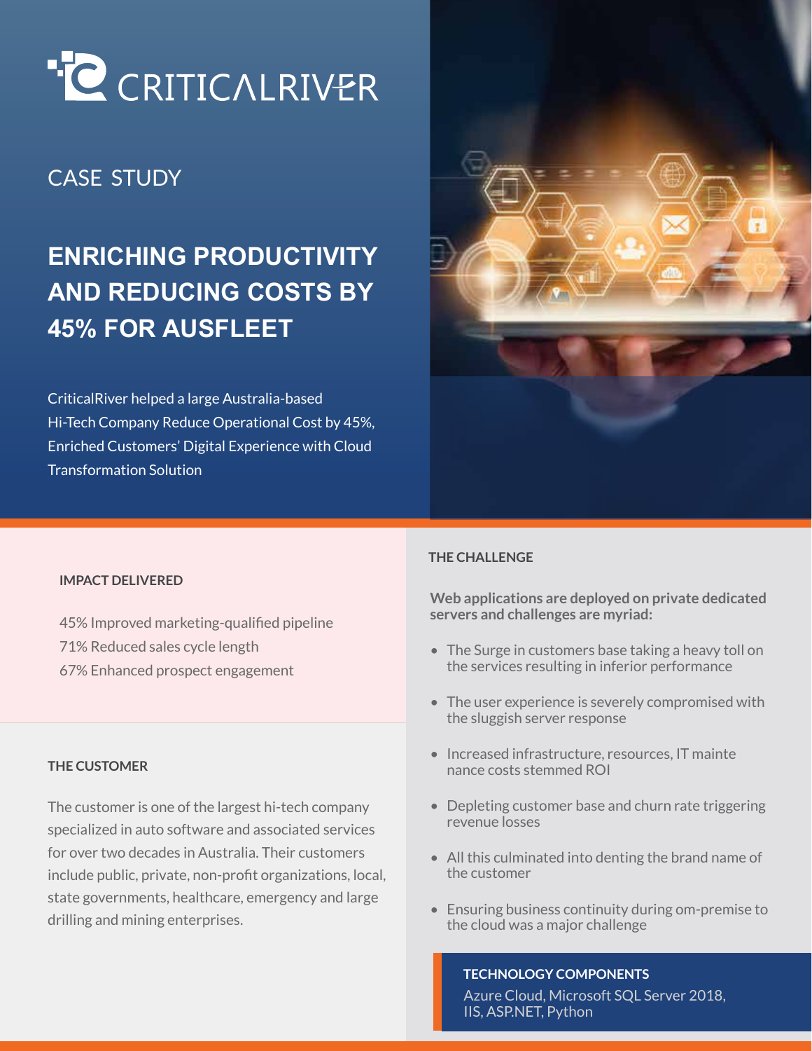CRITICALRIVER

CASE STUDY

# ENRICHING PRODUCTIVITY AND REDUCING COSTS BY 45% FOR AUSFLEET

CriticalRiver helped a large Australia-based Hi-Tech Company Reduce Operational Cost by 45%, Enriched Customers' Digital Experience with Cloud Transformation Solution

## IMPACT DELIVERED

45% Improved marketing-qualified pipeline
71% Reduced sales cycle length
67% Enhanced prospect engagement

## THE CUSTOMER

The customer is one of the largest hi-tech company specialized in auto software and associated services for over two decades in Australia. Their customers include public, private, non-profit organizations, local, state governments, healthcare, emergency and large drilling and mining enterprises.

## THE CHALLENGE

**Web applications are deployed on private dedicated servers and challenges are myriad:**

- The Surge in customers base taking a heavy toll on the services resulting in inferior performance
- The user experience is severely compromised with the sluggish server response
- Increased infrastructure, resources, IT mainte nance costs stemmed ROI
- Depleting customer base and churn rate triggering revenue losses
- All this culminated into denting the brand name of the customer
- Ensuring business continuity during om-premise to the cloud was a major challenge

**TECHNOLOGY COMPONENTS**

Azure Cloud, Microsoft SQL Server 2018, IIS, ASP.NET, Python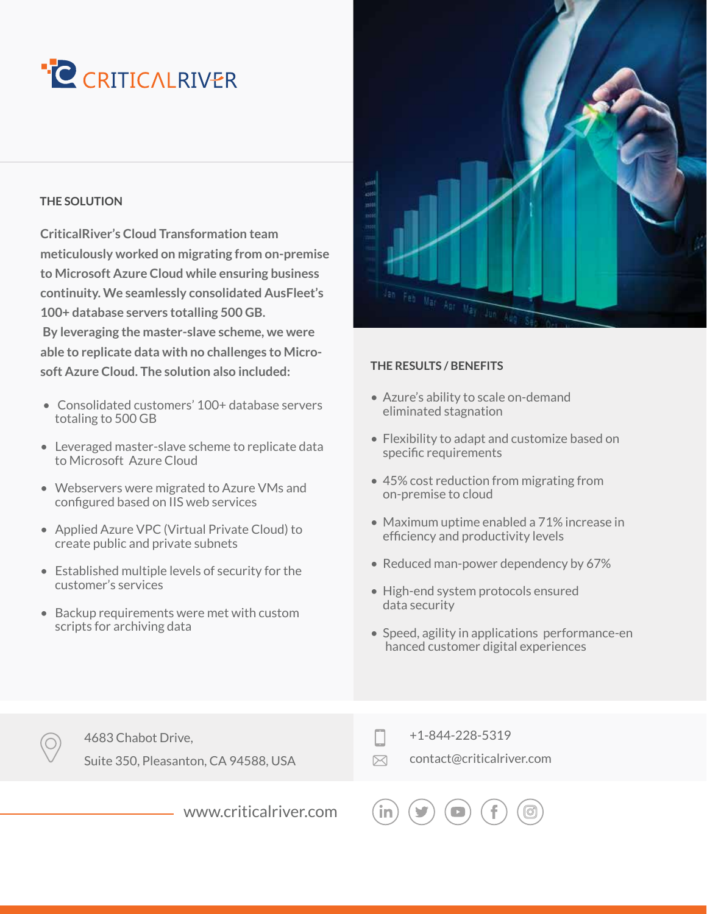CRITICALRIVER

## THE SOLUTION

**CriticalRiver's Cloud Transformation team meticulously worked on migrating from on-premise to Microsoft Azure Cloud while ensuring business continuity. We seamlessly consolidated AusFleet's 100+ database servers totalling 500 GB. By leveraging the master-slave scheme, we were able to replicate data with no challenges to Microsoft Azure Cloud. The solution also included:**

- Consolidated customers' 100+ database servers totaling to 500 GB
- Leveraged master-slave scheme to replicate data to Microsoft Azure Cloud
- Webservers were migrated to Azure VMs and configured based on IIS web services
- Applied Azure VPC (Virtual Private Cloud) to create public and private subnets
- Established multiple levels of security for the customer's services
- Backup requirements were met with custom scripts for archiving data

## THE RESULTS / BENEFITS

- Azure's ability to scale on-demand eliminated stagnation
- Flexibility to adapt and customize based on specific requirements
- 45% cost reduction from migrating from on-premise to cloud
- Maximum uptime enabled a 71% increase in efficiency and productivity levels
- Reduced man-power dependency by 67%
- High-end system protocols ensured data security
- Speed, agility in applications performance-enhanced customer digital experiences

4683 Chabot Drive,
Suite 350, Pleasanton, CA 94588, USA

+1-844-228-5319
contact@criticalriver.com

www.criticalriver.com